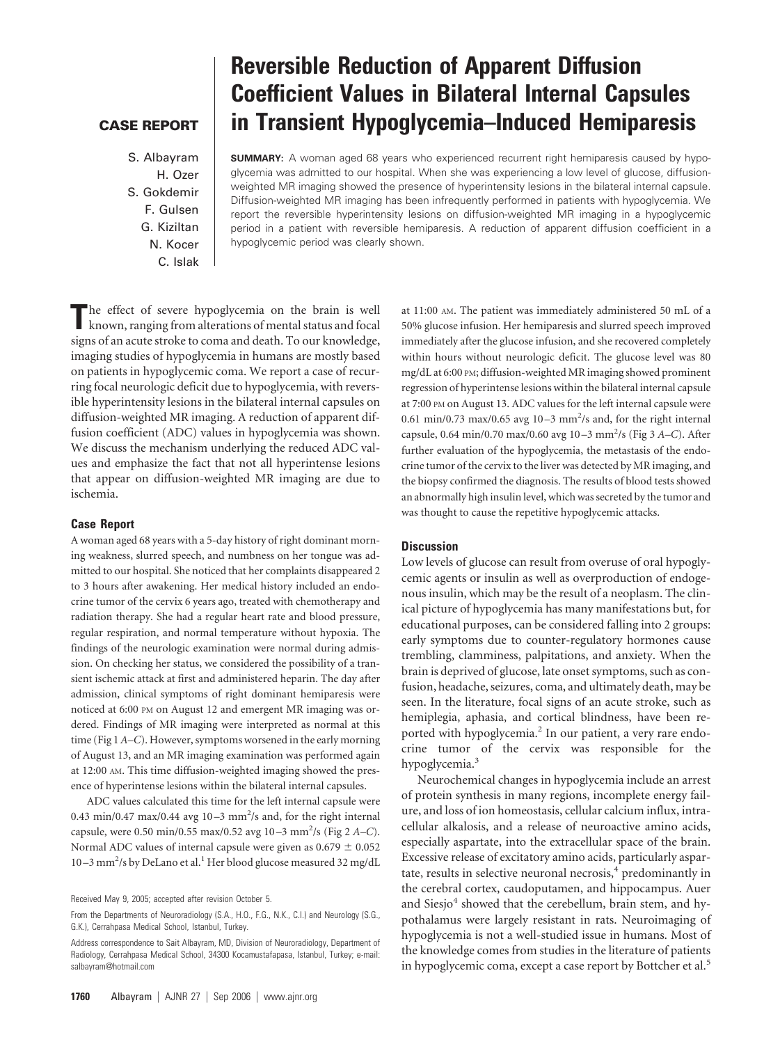CASE REPORT

# Reversible Reduction of Apparent Diffusion Coefficient Values in Bilateral Internal Capsules in Transient Hypoglycemia–Induced Hemiparesis

S. Albayram
H. Ozer
S. Gokdemir
F. Gulsen
G. Kiziltan
N. Kocer
C. Islak

**SUMMARY:** A woman aged 68 years who experienced recurrent right hemiparesis caused by hypoglycemia was admitted to our hospital. When she was experiencing a low level of glucose, diffusion-weighted MR imaging showed the presence of hyperintensity lesions in the bilateral internal capsule. Diffusion-weighted MR imaging has been infrequently performed in patients with hypoglycemia. We report the reversible hyperintensity lesions on diffusion-weighted MR imaging in a hypoglycemic period in a patient with reversible hemiparesis. A reduction of apparent diffusion coefficient in a hypoglycemic period was clearly shown.

The effect of severe hypoglycemia on the brain is well known, ranging from alterations of mental status and focal signs of an acute stroke to coma and death. To our knowledge, imaging studies of hypoglycemia in humans are mostly based on patients in hypoglycemic coma. We report a case of recurring focal neurologic deficit due to hypoglycemia, with reversible hyperintensity lesions in the bilateral internal capsules on diffusion-weighted MR imaging. A reduction of apparent diffusion coefficient (ADC) values in hypoglycemia was shown. We discuss the mechanism underlying the reduced ADC values and emphasize the fact that not all hyperintense lesions that appear on diffusion-weighted MR imaging are due to ischemia.

## Case Report

A woman aged 68 years with a 5-day history of right dominant morning weakness, slurred speech, and numbness on her tongue was admitted to our hospital. She noticed that her complaints disappeared 2 to 3 hours after awakening. Her medical history included an endocrine tumor of the cervix 6 years ago, treated with chemotherapy and radiation therapy. She had a regular heart rate and blood pressure, regular respiration, and normal temperature without hypoxia. The findings of the neurologic examination were normal during admission. On checking her status, we considered the possibility of a transient ischemic attack at first and administered heparin. The day after admission, clinical symptoms of right dominant hemiparesis were noticed at 6:00 PM on August 12 and emergent MR imaging was ordered. Findings of MR imaging were interpreted as normal at this time (Fig 1 *A–C*). However, symptoms worsened in the early morning of August 13, and an MR imaging examination was performed again at 12:00 AM. This time diffusion-weighted imaging showed the presence of hyperintense lesions within the bilateral internal capsules.

ADC values calculated this time for the left internal capsule were 0.43 min/0.47 max/0.44 avg $10^{-3}$ mm$^2$/s and, for the right internal capsule, were 0.50 min/0.55 max/0.52 avg $10^{-3}$ mm$^2$/s (Fig 2 *A–C*). Normal ADC values of internal capsule were given as $0.679 \pm 0.052$ $10^{-3}$ mm$^2$/s by DeLano et al.[1] Her blood glucose measured 32 mg/dL at 11:00 AM. The patient was immediately administered 50 mL of a 50% glucose infusion. Her hemiparesis and slurred speech improved immediately after the glucose infusion, and she recovered completely within hours without neurologic deficit. The glucose level was 80 mg/dL at 6:00 PM; diffusion-weighted MR imaging showed prominent regression of hyperintense lesions within the bilateral internal capsule at 7:00 PM on August 13. ADC values for the left internal capsule were 0.61 min/0.73 max/0.65 avg $10^{-3}$ mm$^2$/s and, for the right internal capsule, 0.64 min/0.70 max/0.60 avg $10^{-3}$ mm$^2$/s (Fig 3 *A–C*). After further evaluation of the hypoglycemia, the metastasis of the endocrine tumor of the cervix to the liver was detected by MR imaging, and the biopsy confirmed the diagnosis. The results of blood tests showed an abnormally high insulin level, which was secreted by the tumor and was thought to cause the repetitive hypoglycemic attacks.

## Discussion

Low levels of glucose can result from overuse of oral hypoglycemic agents or insulin as well as overproduction of endogenous insulin, which may be the result of a neoplasm. The clinical picture of hypoglycemia has many manifestations but, for educational purposes, can be considered falling into 2 groups: early symptoms due to counter-regulatory hormones cause trembling, clamminess, palpitations, and anxiety. When the brain is deprived of glucose, late onset symptoms, such as confusion, headache, seizures, coma, and ultimately death, may be seen. In the literature, focal signs of an acute stroke, such as hemiplegia, aphasia, and cortical blindness, have been reported with hypoglycemia.[2] In our patient, a very rare endocrine tumor of the cervix was responsible for the hypoglycemia.[3]

Neurochemical changes in hypoglycemia include an arrest of protein synthesis in many regions, incomplete energy failure, and loss of ion homeostasis, cellular calcium influx, intracellular alkalosis, and a release of neuroactive amino acids, especially aspartate, into the extracellular space of the brain. Excessive release of excitatory amino acids, particularly aspartate, results in selective neuronal necrosis,[4] predominantly in the cerebral cortex, caudoputamen, and hippocampus. Auer and Siesjo[4] showed that the cerebellum, brain stem, and hypothalamus were largely resistant in rats. Neuroimaging of hypoglycemia is not a well-studied issue in humans. Most of the knowledge comes from studies in the literature of patients in hypoglycemic coma, except a case report by Bottcher et al.[5]

Received May 9, 2005; accepted after revision October 5.

From the Departments of Neuroradiology (S.A., H.O., F.G., N.K., C.I.) and Neurology (S.G., G.K.), Cerrahpasa Medical School, Istanbul, Turkey.

Address correspondence to Sait Albayram, MD, Division of Neuroradiology, Department of Radiology, Cerrahpasa Medical School, 34300 Kocamustafapasa, Istanbul, Turkey; e-mail: salbayram@hotmail.com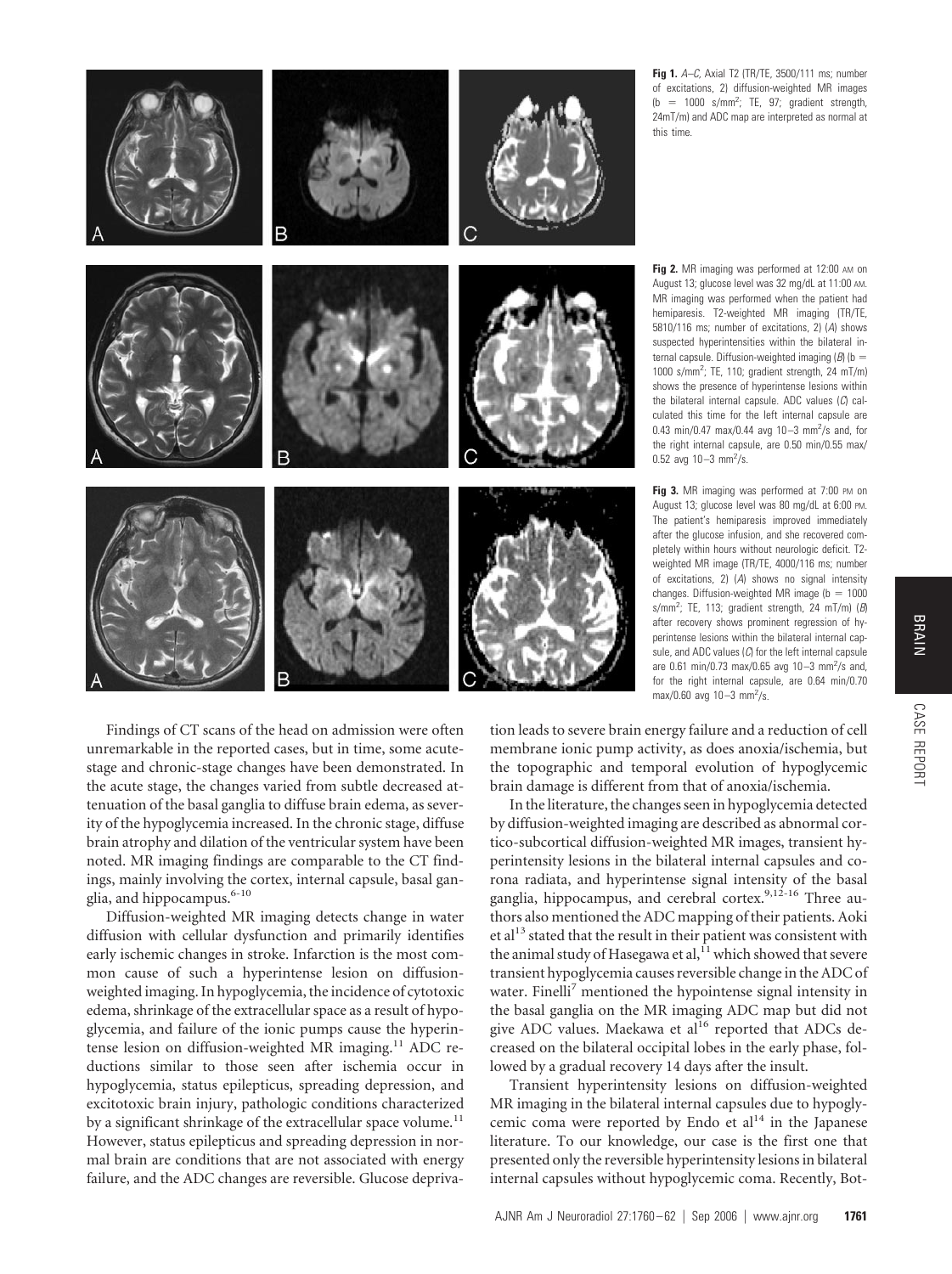**Fig 1.** *A–C*, Axial T2 (TR/TE, 3500/111 ms; number of excitations, 2) diffusion-weighted MR images (b = 1000 s/mm$^2$; TE, 97; gradient strength, 24mT/m) and ADC map are interpreted as normal at this time.

**Fig 2.** MR imaging was performed at 12:00 AM on August 13; glucose level was 32 mg/dL at 11:00 AM. MR imaging was performed when the patient had hemiparesis. T2-weighted MR imaging (TR/TE, 5810/116 ms; number of excitations, 2) (*A*) shows suspected hyperintensities within the bilateral internal capsule. Diffusion-weighted imaging (*B*) (b = 1000 s/mm$^2$; TE, 110; gradient strength, 24 mT/m) shows the presence of hyperintense lesions within the bilateral internal capsule. ADC values (*C*) calculated this time for the left internal capsule are 0.43 min/0.47 max/0.44 avg 10–3 mm$^2$/s and, for the right internal capsule, are 0.50 min/0.55 max/0.52 avg 10–3 mm$^2$/s.

**Fig 3.** MR imaging was performed at 7:00 PM on August 13; glucose level was 80 mg/dL at 6:00 PM. The patient's hemiparesis improved immediately after the glucose infusion, and she recovered completely within hours without neurologic deficit. T2-weighted MR image (TR/TE, 4000/116 ms; number of excitations, 2) (*A*) shows no signal intensity changes. Diffusion-weighted MR image (b = 1000 s/mm$^2$; TE, 113; gradient strength, 24 mT/m) (*B*) after recovery shows prominent regression of hyperintense lesions within the bilateral internal capsule, and ADC values (*C*) for the left internal capsule are 0.61 min/0.73 max/0.65 avg 10–3 mm$^2$/s and, for the right internal capsule, are 0.64 min/0.70 max/0.60 avg 10–3 mm$^2$/s.

Findings of CT scans of the head on admission were often unremarkable in the reported cases, but in time, some acute-stage and chronic-stage changes have been demonstrated. In the acute stage, the changes varied from subtle decreased attenuation of the basal ganglia to diffuse brain edema, as severity of the hypoglycemia increased. In the chronic stage, diffuse brain atrophy and dilation of the ventricular system have been noted. MR imaging findings are comparable to the CT findings, mainly involving the cortex, internal capsule, basal ganglia, and hippocampus.[6-10]

Diffusion-weighted MR imaging detects change in water diffusion with cellular dysfunction and primarily identifies early ischemic changes in stroke. Infarction is the most common cause of such a hyperintense lesion on diffusion-weighted imaging. In hypoglycemia, the incidence of cytotoxic edema, shrinkage of the extracellular space as a result of hypoglycemia, and failure of the ionic pumps cause the hyperintense lesion on diffusion-weighted MR imaging.[11] ADC reductions similar to those seen after ischemia occur in hypoglycemia, status epilepticus, spreading depression, and excitotoxic brain injury, pathologic conditions characterized by a significant shrinkage of the extracellular space volume.[11] However, status epilepticus and spreading depression in normal brain are conditions that are not associated with energy failure, and the ADC changes are reversible. Glucose deprivation leads to severe brain energy failure and a reduction of cell membrane ionic pump activity, as does anoxia/ischemia, but the topographic and temporal evolution of hypoglycemic brain damage is different from that of anoxia/ischemia.

In the literature, the changes seen in hypoglycemia detected by diffusion-weighted imaging are described as abnormal cortico-subcortical diffusion-weighted MR images, transient hyperintensity lesions in the bilateral internal capsules and corona radiata, and hyperintense signal intensity of the basal ganglia, hippocampus, and cerebral cortex.[9,12-16] Three authors also mentioned the ADC mapping of their patients. Aoki et al[13] stated that the result in their patient was consistent with the animal study of Hasegawa et al,[11] which showed that severe transient hypoglycemia causes reversible change in the ADC of water. Finelli[7] mentioned the hypointense signal intensity in the basal ganglia on the MR imaging ADC map but did not give ADC values. Maekawa et al[16] reported that ADCs decreased on the bilateral occipital lobes in the early phase, followed by a gradual recovery 14 days after the insult.

Transient hyperintensity lesions on diffusion-weighted MR imaging in the bilateral internal capsules due to hypoglycemic coma were reported by Endo et al[14] in the Japanese literature. To our knowledge, our case is the first one that presented only the reversible hyperintensity lesions in bilateral internal capsules without hypoglycemic coma. Recently, Bot-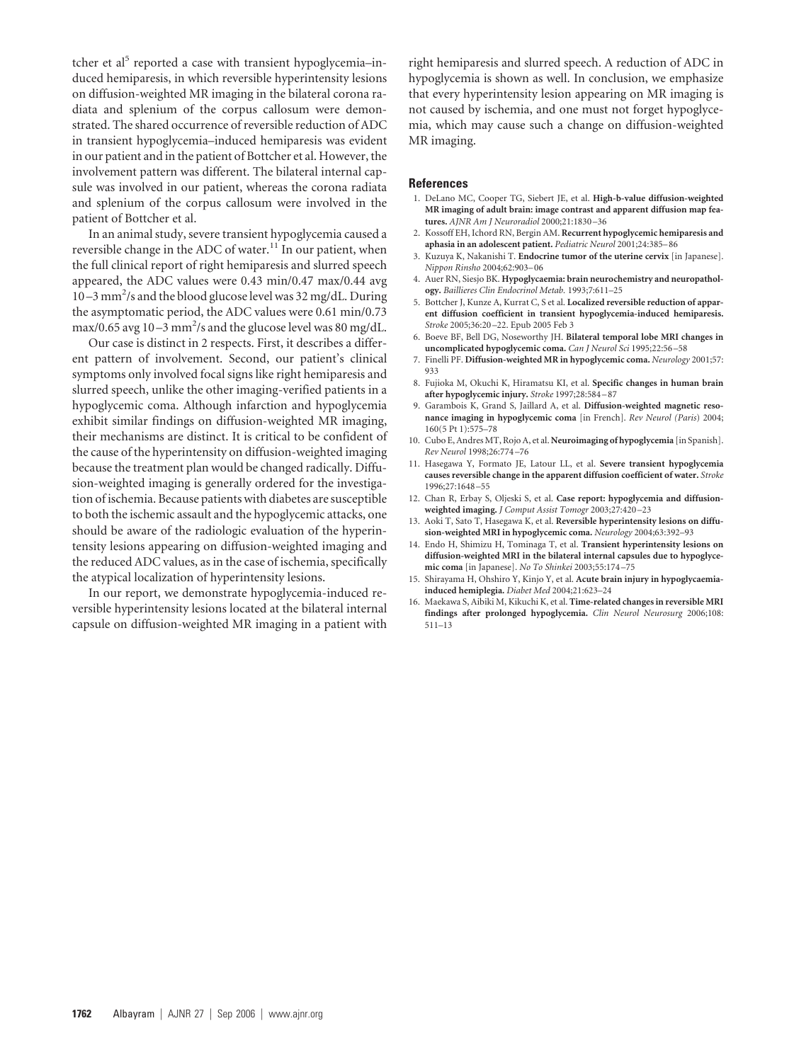tcher et al[5] reported a case with transient hypoglycemia–induced hemiparesis, in which reversible hyperintensity lesions on diffusion-weighted MR imaging in the bilateral corona radiata and splenium of the corpus callosum were demonstrated. The shared occurrence of reversible reduction of ADC in transient hypoglycemia–induced hemiparesis was evident in our patient and in the patient of Bottcher et al. However, the involvement pattern was different. The bilateral internal capsule was involved in our patient, whereas the corona radiata and splenium of the corpus callosum were involved in the patient of Bottcher et al.

In an animal study, severe transient hypoglycemia caused a reversible change in the ADC of water.[11] In our patient, when the full clinical report of right hemiparesis and slurred speech appeared, the ADC values were 0.43 min/0.47 max/0.44 avg 10–3 mm$^2$/s and the blood glucose level was 32 mg/dL. During the asymptomatic period, the ADC values were 0.61 min/0.73 max/0.65 avg 10–3 mm$^2$/s and the glucose level was 80 mg/dL.

Our case is distinct in 2 respects. First, it describes a different pattern of involvement. Second, our patient's clinical symptoms only involved focal signs like right hemiparesis and slurred speech, unlike the other imaging-verified patients in a hypoglycemic coma. Although infarction and hypoglycemia exhibit similar findings on diffusion-weighted MR imaging, their mechanisms are distinct. It is critical to be confident of the cause of the hyperintensity on diffusion-weighted imaging because the treatment plan would be changed radically. Diffusion-weighted imaging is generally ordered for the investigation of ischemia. Because patients with diabetes are susceptible to both the ischemic assault and the hypoglycemic attacks, one should be aware of the radiologic evaluation of the hyperintensity lesions appearing on diffusion-weighted imaging and the reduced ADC values, as in the case of ischemia, specifically the atypical localization of hyperintensity lesions.

In our report, we demonstrate hypoglycemia-induced reversible hyperintensity lesions located at the bilateral internal capsule on diffusion-weighted MR imaging in a patient with right hemiparesis and slurred speech. A reduction of ADC in hypoglycemia is shown as well. In conclusion, we emphasize that every hyperintensity lesion appearing on MR imaging is not caused by ischemia, and one must not forget hypoglycemia, which may cause such a change on diffusion-weighted MR imaging.

## References

1. DeLano MC, Cooper TG, Siebert JE, et al. **High-b-value diffusion-weighted MR imaging of adult brain: image contrast and apparent diffusion map features.** *AJNR Am J Neuroradiol* 2000;21:1830–36
2. Kossoff EH, Ichord RN, Bergin AM. **Recurrent hypoglycemic hemiparesis and aphasia in an adolescent patient.** *Pediatric Neurol* 2001;24:385–86
3. Kuzuya K, Nakanishi T. **Endocrine tumor of the uterine cervix** [in Japanese]. *Nippon Rinsho* 2004;62:903–06
4. Auer RN, Siesjo BK. **Hypoglycaemia: brain neurochemistry and neuropathology.** *Baillieres Clin Endocrinol Metab.* 1993;7:611–25
5. Bottcher J, Kunze A, Kurrat C, S et al. **Localized reversible reduction of apparent diffusion coefficient in transient hypoglycemia-induced hemiparesis.** *Stroke* 2005;36:20–22. Epub 2005 Feb 3
6. Boeve BF, Bell DG, Noseworthy JH. **Bilateral temporal lobe MRI changes in uncomplicated hypoglycemic coma.** *Can J Neurol Sci* 1995;22:56–58
7. Finelli PF. **Diffusion-weighted MR in hypoglycemic coma.** *Neurology* 2001;57: 933
8. Fujioka M, Okuchi K, Hiramatsu KI, et al. **Specific changes in human brain after hypoglycemic injury.** *Stroke* 1997;28:584–87
9. Garambois K, Grand S, Jaillard A, et al. **Diffusion-weighted magnetic resonance imaging in hypoglycemic coma** [in French]. *Rev Neurol (Paris)* 2004; 160(5 Pt 1):575–78
10. Cubo E, Andres MT, Rojo A, et al. **Neuroimaging of hypoglycemia** [in Spanish]. *Rev Neurol* 1998;26:774–76
11. Hasegawa Y, Formato JE, Latour LL, et al. **Severe transient hypoglycemia causes reversible change in the apparent diffusion coefficient of water.** *Stroke* 1996;27:1648–55
12. Chan R, Erbay S, Oljeski S, et al. **Case report: hypoglycemia and diffusion-weighted imaging.** *J Comput Assist Tomogr* 2003;27:420–23
13. Aoki T, Sato T, Hasegawa K, et al. **Reversible hyperintensity lesions on diffusion-weighted MRI in hypoglycemic coma.** *Neurology* 2004;63:392–93
14. Endo H, Shimizu H, Tominaga T, et al. **Transient hyperintensity lesions on diffusion-weighted MRI in the bilateral internal capsules due to hypoglycemic coma** [in Japanese]. *No To Shinkei* 2003;55:174–75
15. Shirayama H, Ohshiro Y, Kinjo Y, et al. **Acute brain injury in hypoglycaemia-induced hemiplegia.** *Diabet Med* 2004;21:623–24
16. Maekawa S, Aibiki M, Kikuchi K, et al. **Time-related changes in reversible MRI findings after prolonged hypoglycemia.** *Clin Neurol Neurosurg* 2006;108: 511–13